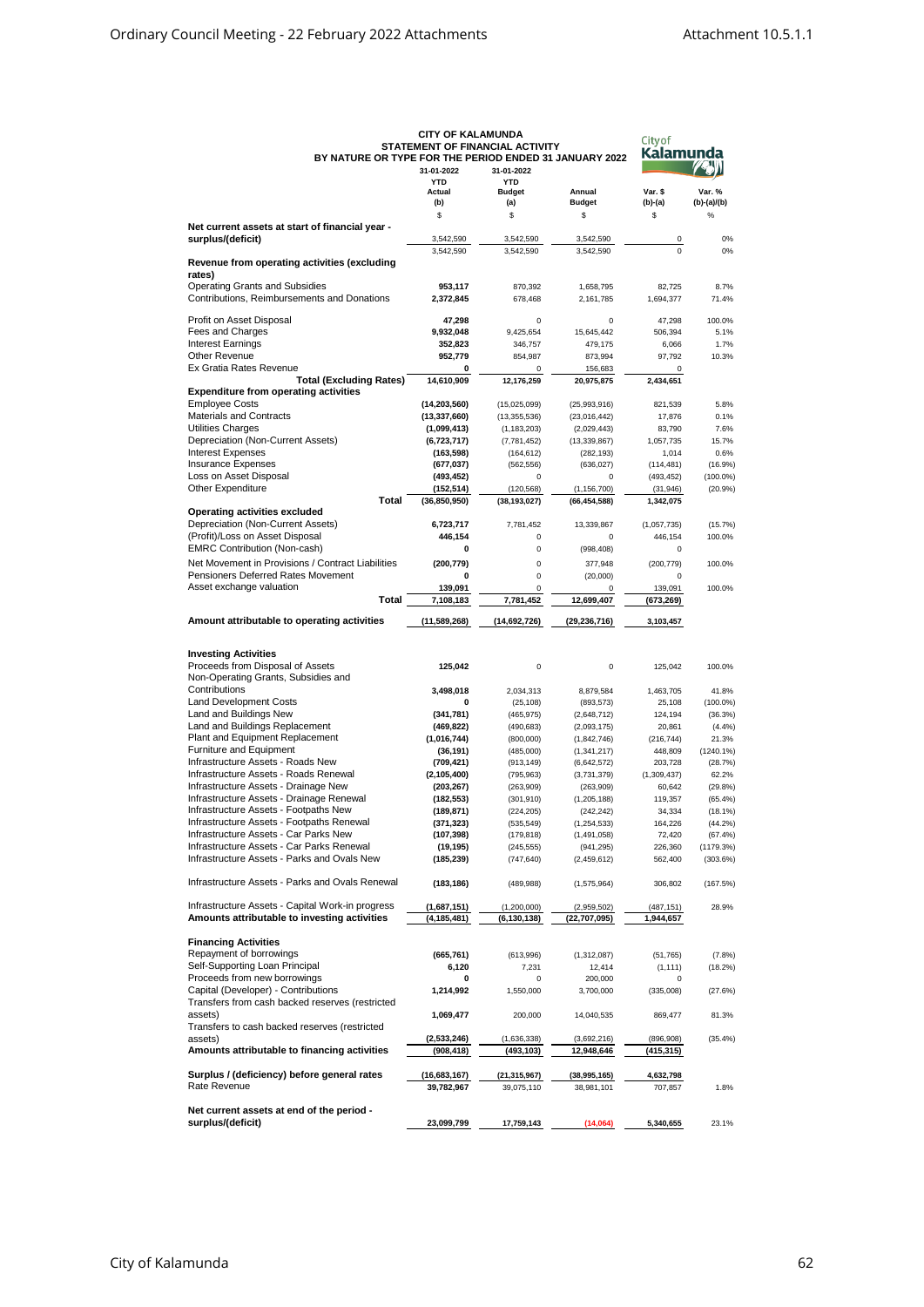# CITY OF KALAMUNDA
## STATEMENT OF FINANCIAL ACTIVITY
### BY NATURE OR TYPE FOR THE PERIOD ENDED 31 JANUARY 2022

| | 31-01-2022 YTD Actual (b) | 31-01-2022 YTD Budget (a) | Annual Budget | Var. $ (b)-(a) | Var. % (b)-(a)/(b) |
|---|---|---|---|---|---|
| | $ | $ | $ | $ | % |
| **Net current assets at start of financial year - surplus/(deficit)** | 3,542,590 | 3,542,590 | 3,542,590 | 0 | 0% |
| | 3,542,590 | 3,542,590 | 3,542,590 | 0 | 0% |
| **Revenue from operating activities (excluding rates)** | | | | | |
| Operating Grants and Subsidies | **953,117** | 870,392 | 1,658,795 | 82,725 | 8.7% |
| Contributions, Reimbursements and Donations | **2,372,845** | 678,468 | 2,161,785 | 1,694,377 | 71.4% |
| Profit on Asset Disposal | **47,298** | 0 | 0 | 47,298 | 100.0% |
| Fees and Charges | **9,932,048** | 9,425,654 | 15,645,442 | 506,394 | 5.1% |
| Interest Earnings | **352,823** | 346,757 | 479,175 | 6,066 | 1.7% |
| Other Revenue | **952,779** | 854,987 | 873,994 | 97,792 | 10.3% |
| Ex Gratia Rates Revenue | **0** | 0 | 156,683 | 0 | |
| **Total (Excluding Rates)** | **14,610,909** | 12,176,259 | 20,975,875 | 2,434,651 | |
| **Expenditure from operating activities** | | | | | |
| Employee Costs | **(14,203,560)** | (15,025,099) | (25,993,916) | 821,539 | 5.8% |
| Materials and Contracts | **(13,337,660)** | (13,355,536) | (23,016,442) | 17,876 | 0.1% |
| Utilities Charges | **(1,099,413)** | (1,183,203) | (2,029,443) | 83,790 | 7.6% |
| Depreciation (Non-Current Assets) | **(6,723,717)** | (7,781,452) | (13,339,867) | 1,057,735 | 15.7% |
| Interest Expenses | **(163,598)** | (164,612) | (282,193) | 1,014 | 0.6% |
| Insurance Expenses | **(677,037)** | (562,556) | (636,027) | (114,481) | (16.9%) |
| Loss on Asset Disposal | **(493,452)** | 0 | 0 | (493,452) | (100.0%) |
| Other Expenditure | **(152,514)** | (120,568) | (1,156,700) | (31,946) | (20.9%) |
| **Total** | **(36,850,950)** | (38,193,027) | (66,454,588) | 1,342,075 | |
| **Operating activities excluded** | | | | | |
| Depreciation (Non-Current Assets) | **6,723,717** | 7,781,452 | 13,339,867 | (1,057,735) | (15.7%) |
| (Profit)/Loss on Asset Disposal | **446,154** | 0 | 0 | 446,154 | 100.0% |
| EMRC Contribution (Non-cash) | **0** | 0 | (998,408) | 0 | |
| Net Movement in Provisions / Contract Liabilities | **(200,779)** | 0 | 377,948 | (200,779) | 100.0% |
| Pensioners Deferred Rates Movement | **0** | 0 | (20,000) | 0 | |
| Asset exchange valuation | **139,091** | 0 | 0 | 139,091 | 100.0% |
| **Total** | **7,108,183** | 7,781,452 | 12,699,407 | (673,269) | |
| **Amount attributable to operating activities** | **(11,589,268)** | (14,692,726) | (29,236,716) | 3,103,457 | |
| **Investing Activities** | | | | | |
| Proceeds from Disposal of Assets | **125,042** | 0 | 0 | 125,042 | 100.0% |
| Non-Operating Grants, Subsidies and Contributions | **3,498,018** | 2,034,313 | 8,879,584 | 1,463,705 | 41.8% |
| Land Development Costs | **0** | (25,108) | (893,573) | 25,108 | (100.0%) |
| Land and Buildings New | **(341,781)** | (465,975) | (2,648,712) | 124,194 | (36.3%) |
| Land and Buildings Replacement | **(469,822)** | (490,683) | (2,093,175) | 20,861 | (4.4%) |
| Plant and Equipment Replacement | **(1,016,744)** | (800,000) | (1,842,746) | (216,744) | 21.3% |
| Furniture and Equipment | **(36,191)** | (485,000) | (1,341,217) | 448,809 | (1240.1%) |
| Infrastructure Assets - Roads New | **(709,421)** | (913,149) | (6,642,572) | 203,728 | (28.7%) |
| Infrastructure Assets - Roads Renewal | **(2,105,400)** | (795,963) | (3,731,379) | (1,309,437) | 62.2% |
| Infrastructure Assets - Drainage New | **(203,267)** | (263,909) | (263,909) | 60,642 | (29.8%) |
| Infrastructure Assets - Drainage Renewal | **(182,553)** | (301,910) | (1,205,188) | 119,357 | (65.4%) |
| Infrastructure Assets - Footpaths New | **(189,871)** | (224,205) | (242,242) | 34,334 | (18.1%) |
| Infrastructure Assets - Footpaths Renewal | **(371,323)** | (535,549) | (1,254,533) | 164,226 | (44.2%) |
| Infrastructure Assets - Car Parks New | **(107,398)** | (179,818) | (1,491,058) | 72,420 | (67.4%) |
| Infrastructure Assets - Car Parks Renewal | **(19,195)** | (245,555) | (941,295) | 226,360 | (1179.3%) |
| Infrastructure Assets - Parks and Ovals New | **(185,239)** | (747,640) | (2,459,612) | 562,400 | (303.6%) |
| Infrastructure Assets - Parks and Ovals Renewal | **(183,186)** | (489,988) | (1,575,964) | 306,802 | (167.5%) |
| Infrastructure Assets - Capital Work-in progress | **(1,687,151)** | (1,200,000) | (2,959,502) | (487,151) | 28.9% |
| **Amounts attributable to investing activities** | **(4,185,481)** | (6,130,138) | (22,707,095) | 1,944,657 | |
| **Financing Activities** | | | | | |
| Repayment of borrowings | **(665,761)** | (613,996) | (1,312,087) | (51,765) | (7.8%) |
| Self-Supporting Loan Principal | **6,120** | 7,231 | 12,414 | (1,111) | (18.2%) |
| Proceeds from new borrowings | **0** | 0 | 200,000 | 0 | |
| Capital (Developer) - Contributions | **1,214,992** | 1,550,000 | 3,700,000 | (335,008) | (27.6%) |
| Transfers from cash backed reserves (restricted assets) | **1,069,477** | 200,000 | 14,040,535 | 869,477 | 81.3% |
| Transfers to cash backed reserves (restricted assets) | **(2,533,246)** | (1,636,338) | (3,692,216) | (896,908) | (35.4%) |
| **Amounts attributable to financing activities** | **(908,418)** | (493,103) | 12,948,646 | (415,315) | |
| **Surplus / (deficiency) before general rates** | **(16,683,167)** | (21,315,967) | (38,995,165) | 4,632,798 | |
| Rate Revenue | **39,782,967** | 39,075,110 | 38,981,101 | 707,857 | 1.8% |
| **Net current assets at end of the period - surplus/(deficit)** | **23,099,799** | 17,759,143 | (14,064) | 5,340,655 | 23.1% |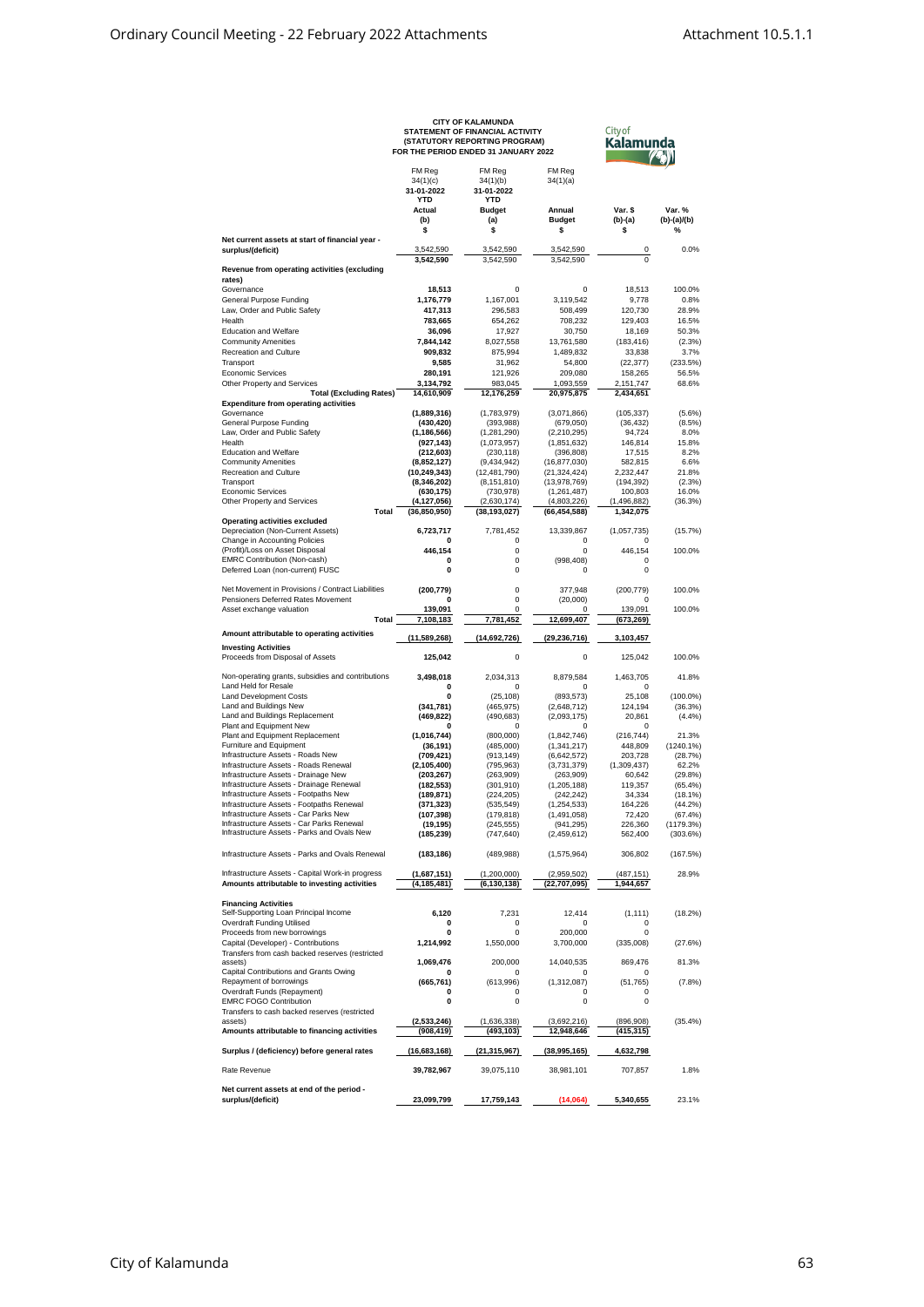**CITY OF KALAMUNDA**
**STATEMENT OF FINANCIAL ACTIVITY**
**(STATUTORY REPORTING PROGRAM)**
**FOR THE PERIOD ENDED 31 JANUARY 2022**

| | FM Reg 34(1)(c) 31-01-2022 YTD Actual (b) $ | FM Reg 34(1)(b) 31-01-2022 YTD Budget (a) $ | FM Reg 34(1)(a) Annual Budget $ | Var. $ (b)-(a) $ | Var. % (b)-(a)/(b) % |
|---|---|---|---|---|---|
| **Net current assets at start of financial year - surplus/(deficit)** | 3,542,590 | 3,542,590 | 3,542,590 | 0 | 0.0% |
| | **3,542,590** | 3,542,590 | 3,542,590 | 0 | |
| **Revenue from operating activities (excluding rates)** | | | | | |
| Governance | **18,513** | 0 | 0 | 18,513 | 100.0% |
| General Purpose Funding | **1,176,779** | 1,167,001 | 3,119,542 | 9,778 | 0.8% |
| Law, Order and Public Safety | **417,313** | 296,583 | 508,499 | 120,730 | 28.9% |
| Health | **783,665** | 654,262 | 708,232 | 129,403 | 16.5% |
| Education and Welfare | **36,096** | 17,927 | 30,750 | 18,169 | 50.3% |
| Community Amenities | **7,844,142** | 8,027,558 | 13,761,580 | (183,416) | (2.3%) |
| Recreation and Culture | **909,832** | 875,994 | 1,489,832 | 33,838 | 3.7% |
| Transport | **9,585** | 31,962 | 54,800 | (22,377) | (233.5%) |
| Economic Services | **280,191** | 121,926 | 209,080 | 158,265 | 56.5% |
| Other Property and Services | **3,134,792** | 983,045 | 1,093,559 | 2,151,747 | 68.6% |
| **Total (Excluding Rates)** | **14,610,909** | **12,176,259** | **20,975,875** | **2,434,651** | |
| **Expenditure from operating activities** | | | | | |
| Governance | **(1,889,316)** | (1,783,979) | (3,071,866) | (105,337) | (5.6%) |
| General Purpose Funding | **(430,420)** | (393,988) | (679,050) | (36,432) | (8.5%) |
| Law, Order and Public Safety | **(1,186,566)** | (1,281,290) | (2,210,295) | 94,724 | 8.0% |
| Health | **(927,143)** | (1,073,957) | (1,851,632) | 146,814 | 15.8% |
| Education and Welfare | **(212,603)** | (230,118) | (396,808) | 17,515 | 8.2% |
| Community Amenities | **(8,852,127)** | (9,434,942) | (16,877,030) | 582,815 | 6.6% |
| Recreation and Culture | **(10,249,343)** | (12,481,790) | (21,324,424) | 2,232,447 | 21.8% |
| Transport | **(8,346,202)** | (8,151,810) | (13,978,769) | (194,392) | (2.3%) |
| Economic Services | **(630,175)** | (730,978) | (1,261,487) | 100,803 | 16.0% |
| Other Property and Services | **(4,127,056)** | (2,630,174) | (4,803,226) | (1,496,882) | (36.3%) |
| **Total** | **(36,850,950)** | **(38,193,027)** | **(66,454,588)** | **1,342,075** | |
| **Operating activities excluded** | | | | | |
| Depreciation (Non-Current Assets) | **6,723,717** | 7,781,452 | 13,339,867 | (1,057,735) | (15.7%) |
| Change in Accounting Policies | **0** | 0 | 0 | 0 | |
| (Profit)/Loss on Asset Disposal | **446,154** | 0 | 0 | 446,154 | 100.0% |
| EMRC Contribution (Non-cash) | **0** | 0 | (998,408) | 0 | |
| Deferred Loan (non-current) FUSC | **0** | 0 | 0 | 0 | |
| Net Movement in Provisions / Contract Liabilities | **(200,779)** | 0 | 377,948 | (200,779) | 100.0% |
| Pensioners Deferred Rates Movement | **0** | 0 | (20,000) | 0 | |
| Asset exchange valuation | **139,091** | 0 | 0 | 139,091 | 100.0% |
| **Total** | **7,108,183** | **7,781,452** | **12,699,407** | **(673,269)** | |
| **Amount attributable to operating activities** | **(11,589,268)** | **(14,692,726)** | **(29,236,716)** | **3,103,457** | |
| **Investing Activities** | | | | | |
| Proceeds from Disposal of Assets | **125,042** | 0 | 0 | 125,042 | 100.0% |
| Non-operating grants, subsidies and contributions | **3,498,018** | 2,034,313 | 8,879,584 | 1,463,705 | 41.8% |
| Land Held for Resale | **0** | 0 | 0 | 0 | |
| Land Development Costs | **0** | (25,108) | (893,573) | 25,108 | (100.0%) |
| Land and Buildings New | **(341,781)** | (465,975) | (2,648,712) | 124,194 | (36.3%) |
| Land and Buildings Replacement | **(469,822)** | (490,683) | (2,093,175) | 20,861 | (4.4%) |
| Plant and Equipment New | **0** | 0 | 0 | 0 | |
| Plant and Equipment Replacement | **(1,016,744)** | (800,000) | (1,842,746) | (216,744) | 21.3% |
| Furniture and Equipment | **(36,191)** | (485,000) | (1,341,217) | 448,809 | (1240.1%) |
| Infrastructure Assets - Roads New | **(709,421)** | (913,149) | (6,642,572) | 203,728 | (28.7%) |
| Infrastructure Assets - Roads Renewal | **(2,105,400)** | (795,963) | (3,731,379) | (1,309,437) | 62.2% |
| Infrastructure Assets - Drainage New | **(203,267)** | (263,909) | (263,909) | 60,642 | (29.8%) |
| Infrastructure Assets - Drainage Renewal | **(182,553)** | (301,910) | (1,205,188) | 119,357 | (65.4%) |
| Infrastructure Assets - Footpaths New | **(189,871)** | (224,205) | (242,242) | 34,334 | (18.1%) |
| Infrastructure Assets - Footpaths Renewal | **(371,323)** | (535,549) | (1,254,533) | 164,226 | (44.2%) |
| Infrastructure Assets - Car Parks New | **(107,398)** | (179,818) | (1,491,058) | 72,420 | (67.4%) |
| Infrastructure Assets - Car Parks Renewal | **(19,195)** | (245,555) | (941,295) | 226,360 | (1179.3%) |
| Infrastructure Assets - Parks and Ovals New | **(185,239)** | (747,640) | (2,459,612) | 562,400 | (303.6%) |
| Infrastructure Assets - Parks and Ovals Renewal | **(183,186)** | (489,988) | (1,575,964) | 306,802 | (167.5%) |
| Infrastructure Assets - Capital Work-in progress | **(1,687,151)** | (1,200,000) | (2,959,502) | (487,151) | 28.9% |
| **Amounts attributable to investing activities** | **(4,185,481)** | **(6,130,138)** | **(22,707,095)** | **1,944,657** | |
| **Financing Activities** | | | | | |
| Self-Supporting Loan Principal Income | **6,120** | 7,231 | 12,414 | (1,111) | (18.2%) |
| Overdraft Funding Utilised | **0** | 0 | 0 | 0 | |
| Proceeds from new borrowings | **0** | 0 | 200,000 | 0 | |
| Capital (Developer) - Contributions | **1,214,992** | 1,550,000 | 3,700,000 | (335,008) | (27.6%) |
| Transfers from cash backed reserves (restricted assets) | **1,069,476** | 200,000 | 14,040,535 | 869,476 | 81.3% |
| Capital Contributions and Grants Owing | **0** | 0 | 0 | 0 | |
| Repayment of borrowings | **(665,761)** | (613,996) | (1,312,087) | (51,765) | (7.8%) |
| Overdraft Funds (Repayment) | **0** | 0 | 0 | 0 | |
| EMRC FOGO Contribution | **0** | 0 | 0 | 0 | |
| Transfers to cash backed reserves (restricted assets) | **(2,533,246)** | (1,636,338) | (3,692,216) | (896,908) | (35.4%) |
| **Amounts attributable to financing activities** | **(908,419)** | **(493,103)** | **12,948,646** | **(415,315)** | |
| **Surplus / (deficiency) before general rates** | **(16,683,168)** | **(21,315,967)** | **(38,995,165)** | **4,632,798** | |
| Rate Revenue | **39,782,967** | 39,075,110 | 38,981,101 | 707,857 | 1.8% |
| **Net current assets at end of the period - surplus/(deficit)** | **23,099,799** | **17,759,143** | **(14,064)** | **5,340,655** | 23.1% |